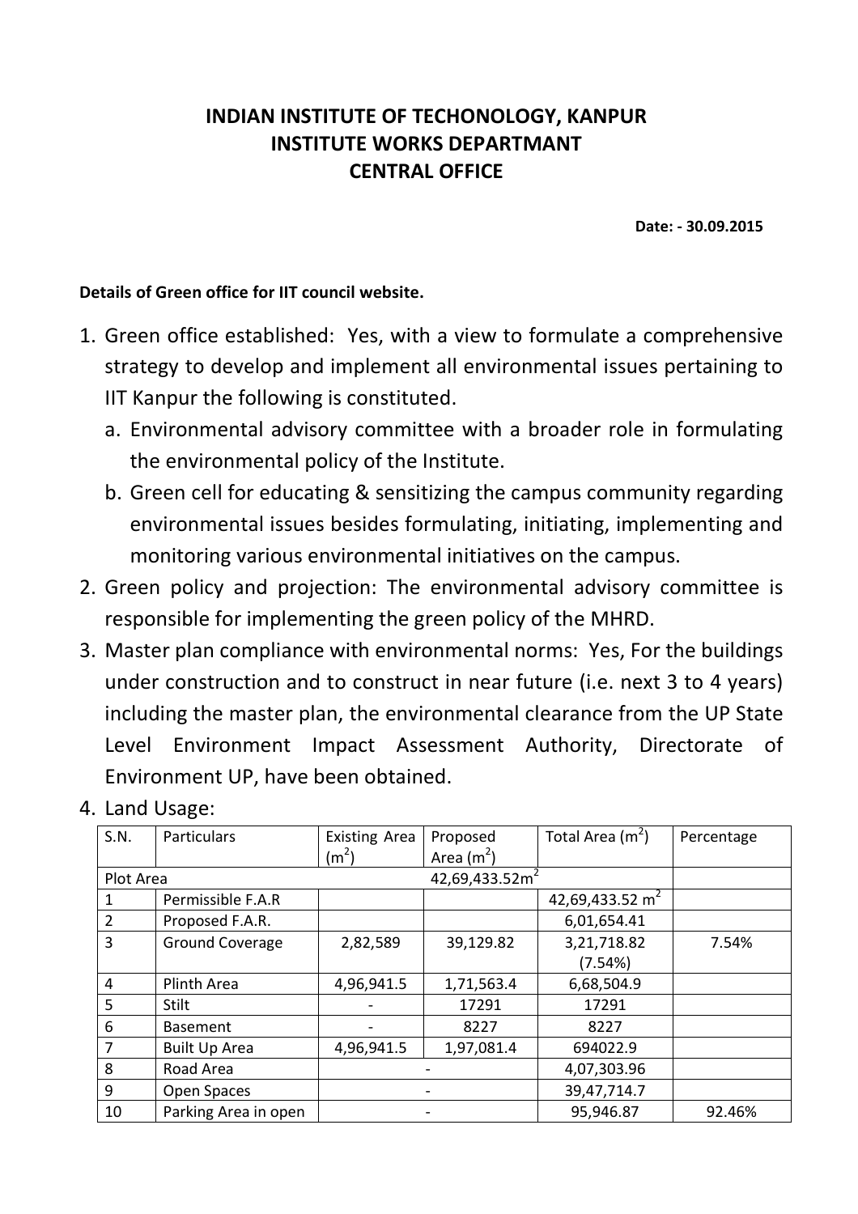# INDIAN INSTITUTE OF TECHONOLOGY, KANPUR
## INSTITUTE WORKS DEPARTMANT
## CENTRAL OFFICE

**Date: - 30.09.2015**

**Details of Green office for IIT council website.**

1. Green office established: Yes, with a view to formulate a comprehensive strategy to develop and implement all environmental issues pertaining to IIT Kanpur the following is constituted.
   a. Environmental advisory committee with a broader role in formulating the environmental policy of the Institute.
   b. Green cell for educating & sensitizing the campus community regarding environmental issues besides formulating, initiating, implementing and monitoring various environmental initiatives on the campus.
2. Green policy and projection: The environmental advisory committee is responsible for implementing the green policy of the MHRD.
3. Master plan compliance with environmental norms: Yes, For the buildings under construction and to construct in near future (i.e. next 3 to 4 years) including the master plan, the environmental clearance from the UP State Level Environment Impact Assessment Authority, Directorate of Environment UP, have been obtained.
4. Land Usage:

| S.N. | Particulars | Existing Area ($m^2$) | Proposed Area ($m^2$) | Total Area ($m^2$) | Percentage |
|---|---|---|---|---|---|
| Plot Area | | | 42,69,433.52$m^2$ | | |
| 1 | Permissible F.A.R | | | 42,69,433.52 $m^2$ | |
| 2 | Proposed F.A.R. | | | 6,01,654.41 | |
| 3 | Ground Coverage | 2,82,589 | 39,129.82 | 3,21,718.82 (7.54%) | 7.54% |
| 4 | Plinth Area | 4,96,941.5 | 1,71,563.4 | 6,68,504.9 | |
| 5 | Stilt | - | 17291 | 17291 | |
| 6 | Basement | - | 8227 | 8227 | |
| 7 | Built Up Area | 4,96,941.5 | 1,97,081.4 | 694022.9 | |
| 8 | Road Area | - | | 4,07,303.96 | |
| 9 | Open Spaces | - | | 39,47,714.7 | |
| 10 | Parking Area in open | - | | 95,946.87 | 92.46% |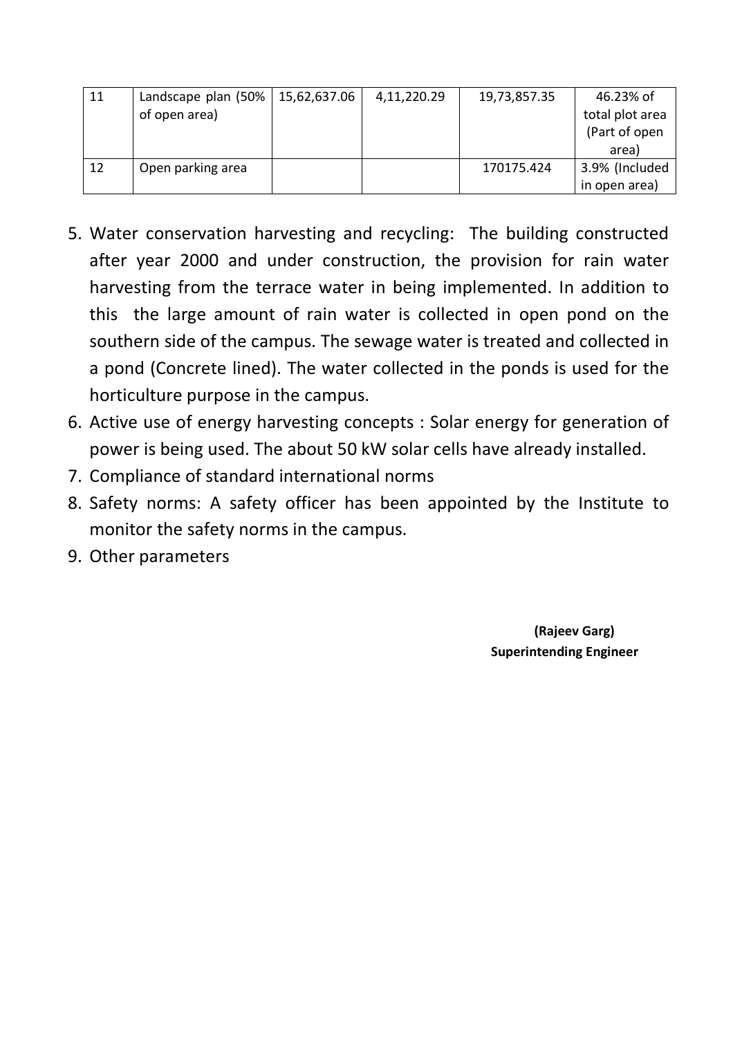| | | | | | |
|---|---|---|---|---|---|
| 11 | Landscape plan (50% of open area) | 15,62,637.06 | 4,11,220.29 | 19,73,857.35 | 46.23% of total plot area (Part of open area) |
| 12 | Open parking area | | | 170175.424 | 3.9% (Included in open area) |

5. Water conservation harvesting and recycling: The building constructed after year 2000 and under construction, the provision for rain water harvesting from the terrace water in being implemented. In addition to this the large amount of rain water is collected in open pond on the southern side of the campus. The sewage water is treated and collected in a pond (Concrete lined). The water collected in the ponds is used for the horticulture purpose in the campus.
6. Active use of energy harvesting concepts : Solar energy for generation of power is being used. The about 50 kW solar cells have already installed.
7. Compliance of standard international norms
8. Safety norms: A safety officer has been appointed by the Institute to monitor the safety norms in the campus.
9. Other parameters

**(Rajeev Garg)**
**Superintending Engineer**